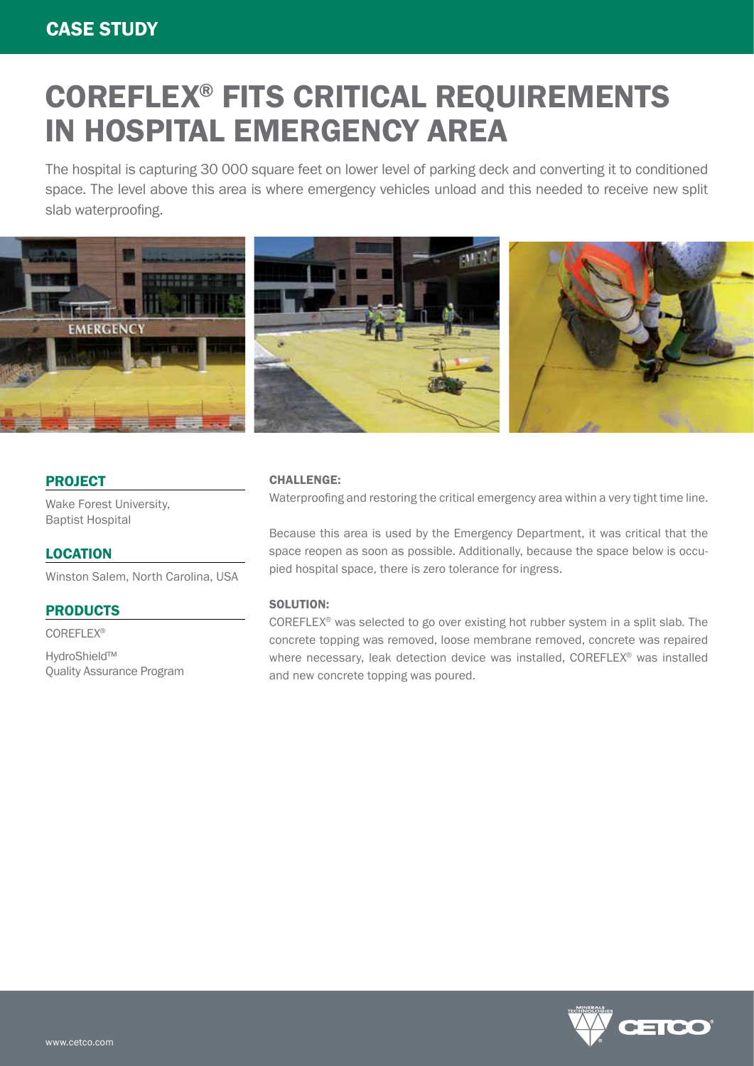CASE STUDY

# COREFLEX® FITS CRITICAL REQUIREMENTS IN HOSPITAL EMERGENCY AREA

The hospital is capturing 30 000 square feet on lower level of parking deck and converting it to conditioned space. The level above this area is where emergency vehicles unload and this needed to receive new split slab waterproofing.

## PROJECT

Wake Forest University, Baptist Hospital

## LOCATION

Winston Salem, North Carolina, USA

## PRODUCTS

COREFLEX®

HydroShield™ Quality Assurance Program

### CHALLENGE:

Waterproofing and restoring the critical emergency area within a very tight time line.

Because this area is used by the Emergency Department, it was critical that the space reopen as soon as possible. Additionally, because the space below is occupied hospital space, there is zero tolerance for ingress.

### SOLUTION:

COREFLEX® was selected to go over existing hot rubber system in a split slab. The concrete topping was removed, loose membrane removed, concrete was repaired where necessary, leak detection device was installed, COREFLEX® was installed and new concrete topping was poured.

www.cetco.com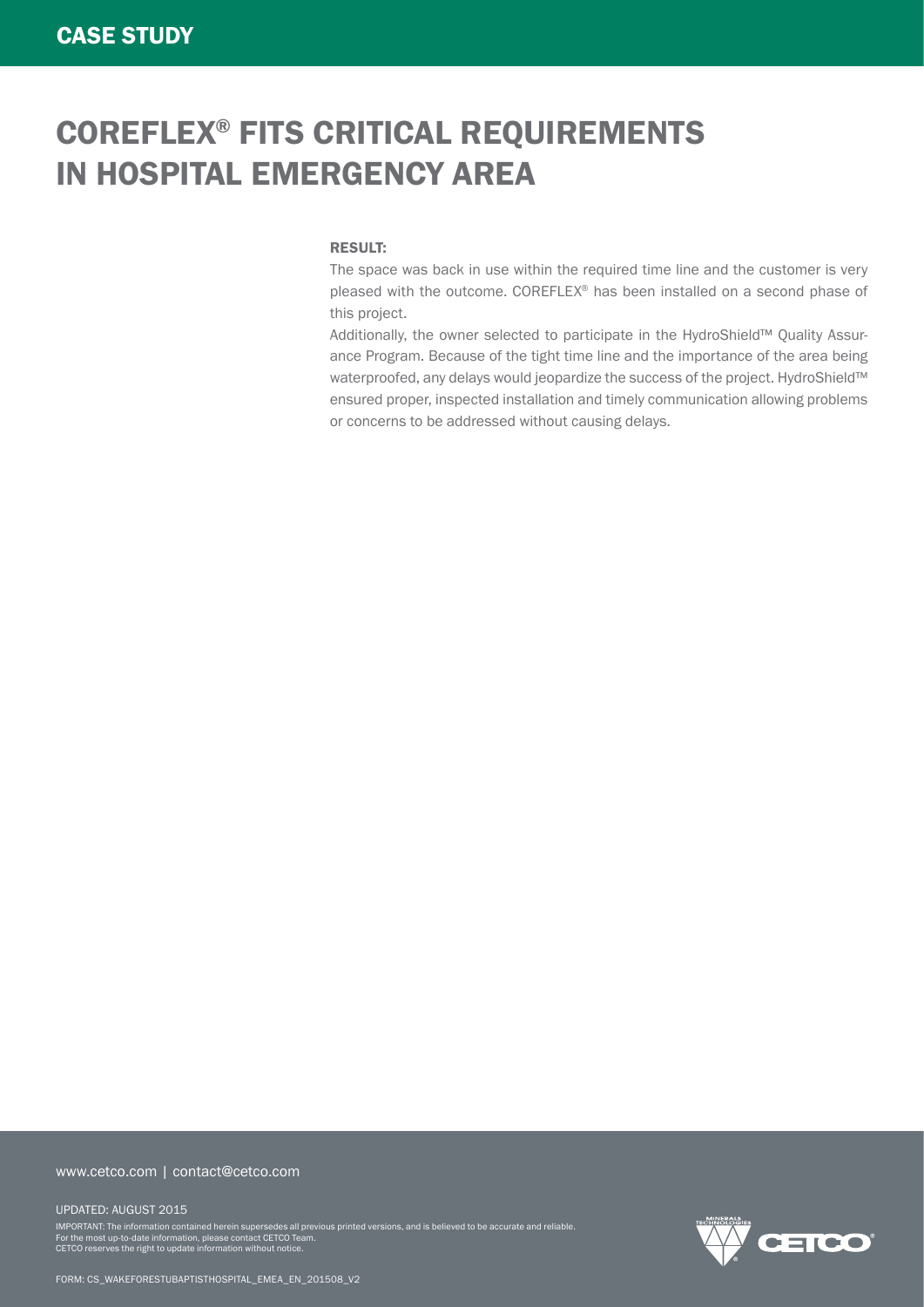# COREFLEX® FITS CRITICAL REQUIREMENTS IN HOSPITAL EMERGENCY AREA

**RESULT:**

The space was back in use within the required time line and the customer is very pleased with the outcome. COREFLEX® has been installed on a second phase of this project.

Additionally, the owner selected to participate in the HydroShield™ Quality Assurance Program. Because of the tight time line and the importance of the area being waterproofed, any delays would jeopardize the success of the project. HydroShield™ ensured proper, inspected installation and timely communication allowing problems or concerns to be addressed without causing delays.

www.cetco.com | contact@cetco.com

UPDATED: AUGUST 2015

IMPORTANT: The information contained herein supersedes all previous printed versions, and is believed to be accurate and reliable. For the most up-to-date information, please contact CETCO Team. CETCO reserves the right to update information without notice.

FORM: CS_WAKEFORESTUBAPTISTHOSPITAL_EMEA_EN_201508_V2